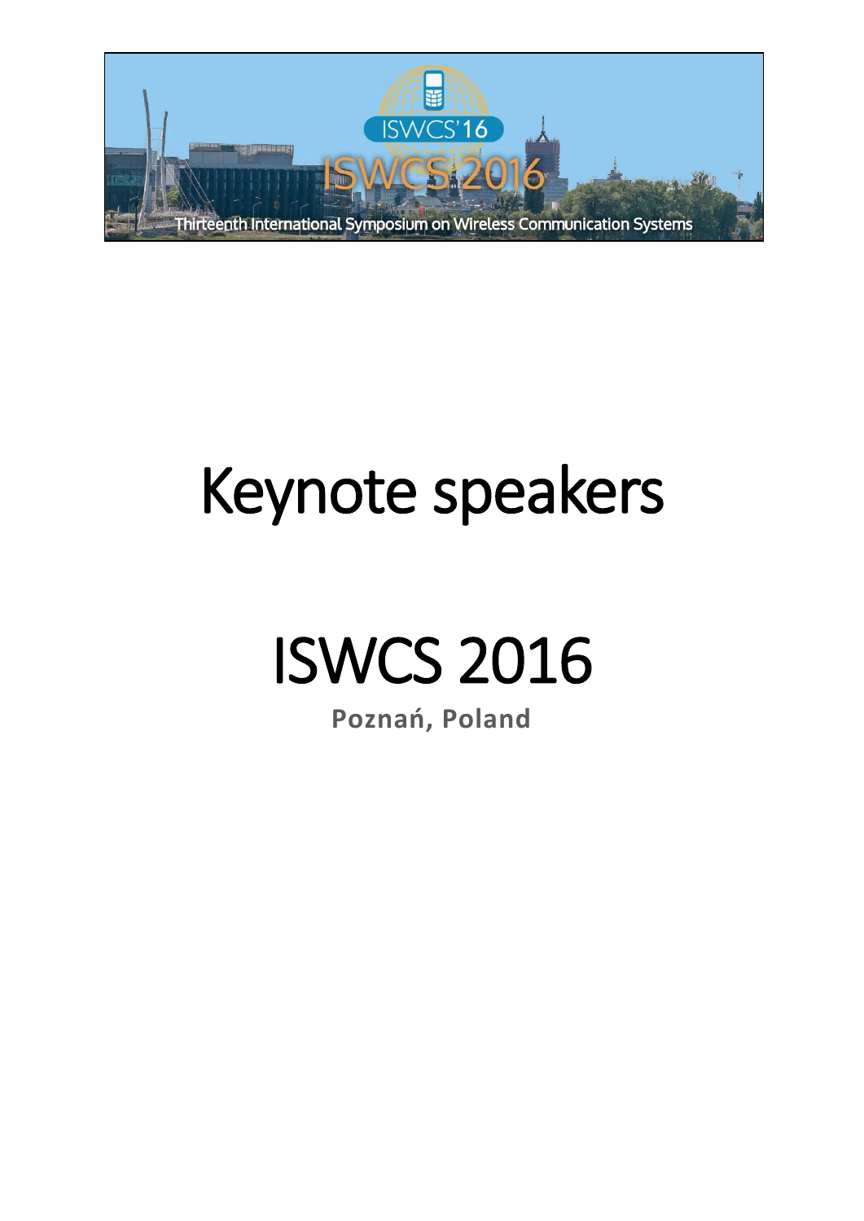# Keynote speakers

# ISWCS 2016

**Poznań, Poland**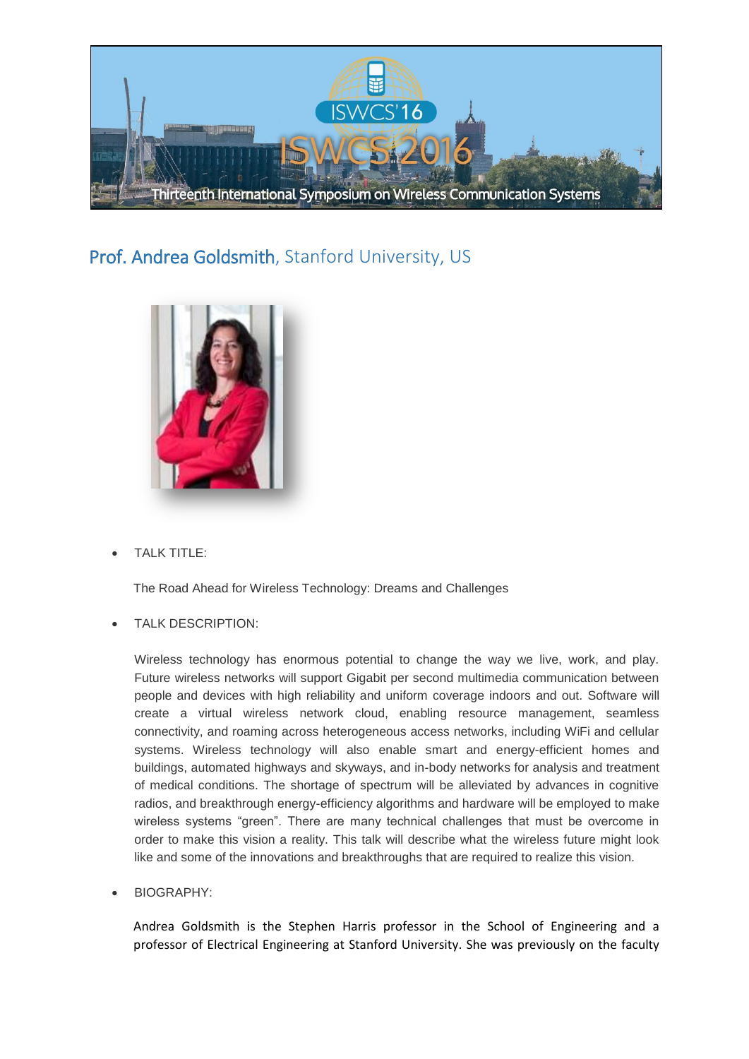## Prof. Andrea Goldsmith, Stanford University, US

- TALK TITLE:

  The Road Ahead for Wireless Technology: Dreams and Challenges

- TALK DESCRIPTION:

  Wireless technology has enormous potential to change the way we live, work, and play. Future wireless networks will support Gigabit per second multimedia communication between people and devices with high reliability and uniform coverage indoors and out. Software will create a virtual wireless network cloud, enabling resource management, seamless connectivity, and roaming across heterogeneous access networks, including WiFi and cellular systems. Wireless technology will also enable smart and energy-efficient homes and buildings, automated highways and skyways, and in-body networks for analysis and treatment of medical conditions. The shortage of spectrum will be alleviated by advances in cognitive radios, and breakthrough energy-efficiency algorithms and hardware will be employed to make wireless systems "green". There are many technical challenges that must be overcome in order to make this vision a reality. This talk will describe what the wireless future might look like and some of the innovations and breakthroughs that are required to realize this vision.

- BIOGRAPHY:

  Andrea Goldsmith is the Stephen Harris professor in the School of Engineering and a professor of Electrical Engineering at Stanford University. She was previously on the faculty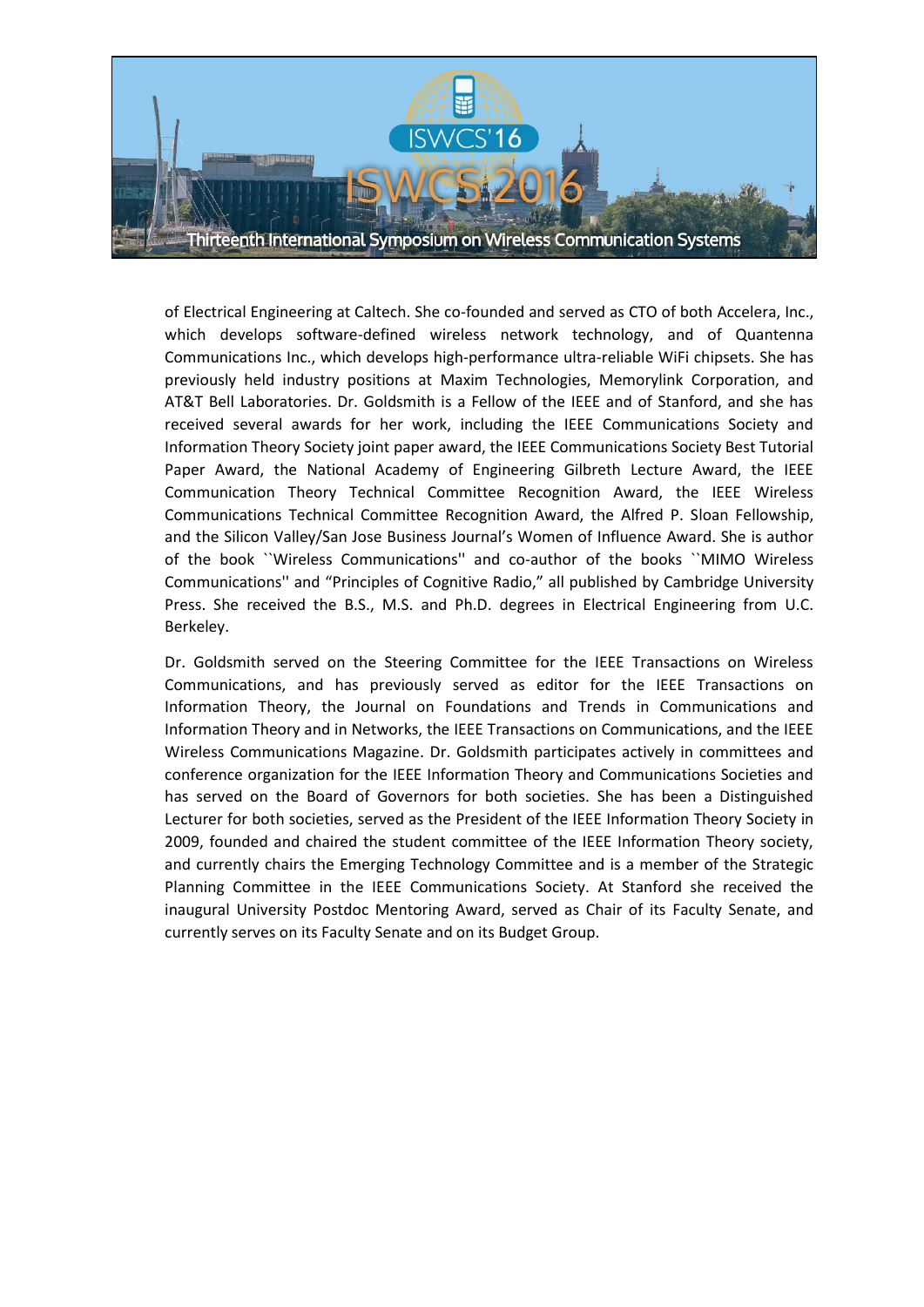of Electrical Engineering at Caltech. She co-founded and served as CTO of both Accelera, Inc., which develops software-defined wireless network technology, and of Quantenna Communications Inc., which develops high-performance ultra-reliable WiFi chipsets. She has previously held industry positions at Maxim Technologies, Memorylink Corporation, and AT&T Bell Laboratories. Dr. Goldsmith is a Fellow of the IEEE and of Stanford, and she has received several awards for her work, including the IEEE Communications Society and Information Theory Society joint paper award, the IEEE Communications Society Best Tutorial Paper Award, the National Academy of Engineering Gilbreth Lecture Award, the IEEE Communication Theory Technical Committee Recognition Award, the IEEE Wireless Communications Technical Committee Recognition Award, the Alfred P. Sloan Fellowship, and the Silicon Valley/San Jose Business Journal's Women of Influence Award. She is author of the book ``Wireless Communications'' and co-author of the books ``MIMO Wireless Communications'' and "Principles of Cognitive Radio," all published by Cambridge University Press. She received the B.S., M.S. and Ph.D. degrees in Electrical Engineering from U.C. Berkeley.

Dr. Goldsmith served on the Steering Committee for the IEEE Transactions on Wireless Communications, and has previously served as editor for the IEEE Transactions on Information Theory, the Journal on Foundations and Trends in Communications and Information Theory and in Networks, the IEEE Transactions on Communications, and the IEEE Wireless Communications Magazine. Dr. Goldsmith participates actively in committees and conference organization for the IEEE Information Theory and Communications Societies and has served on the Board of Governors for both societies. She has been a Distinguished Lecturer for both societies, served as the President of the IEEE Information Theory Society in 2009, founded and chaired the student committee of the IEEE Information Theory society, and currently chairs the Emerging Technology Committee and is a member of the Strategic Planning Committee in the IEEE Communications Society. At Stanford she received the inaugural University Postdoc Mentoring Award, served as Chair of its Faculty Senate, and currently serves on its Faculty Senate and on its Budget Group.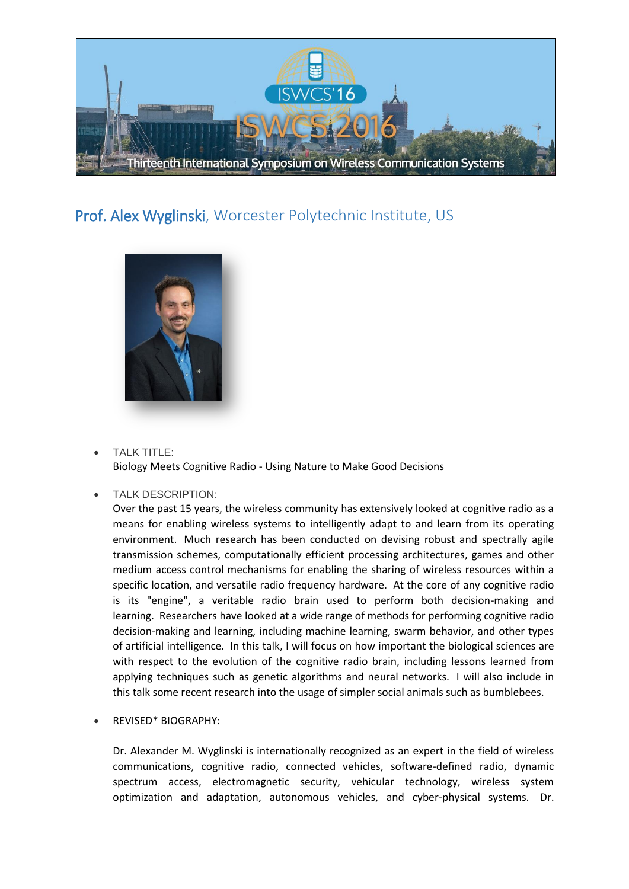## Prof. Alex Wyglinski, Worcester Polytechnic Institute, US

- TALK TITLE:
  Biology Meets Cognitive Radio - Using Nature to Make Good Decisions

- TALK DESCRIPTION:
  Over the past 15 years, the wireless community has extensively looked at cognitive radio as a means for enabling wireless systems to intelligently adapt to and learn from its operating environment. Much research has been conducted on devising robust and spectrally agile transmission schemes, computationally efficient processing architectures, games and other medium access control mechanisms for enabling the sharing of wireless resources within a specific location, and versatile radio frequency hardware. At the core of any cognitive radio is its "engine", a veritable radio brain used to perform both decision-making and learning. Researchers have looked at a wide range of methods for performing cognitive radio decision-making and learning, including machine learning, swarm behavior, and other types of artificial intelligence. In this talk, I will focus on how important the biological sciences are with respect to the evolution of the cognitive radio brain, including lessons learned from applying techniques such as genetic algorithms and neural networks. I will also include in this talk some recent research into the usage of simpler social animals such as bumblebees.

- REVISED* BIOGRAPHY:

  Dr. Alexander M. Wyglinski is internationally recognized as an expert in the field of wireless communications, cognitive radio, connected vehicles, software-defined radio, dynamic spectrum access, electromagnetic security, vehicular technology, wireless system optimization and adaptation, autonomous vehicles, and cyber-physical systems. Dr.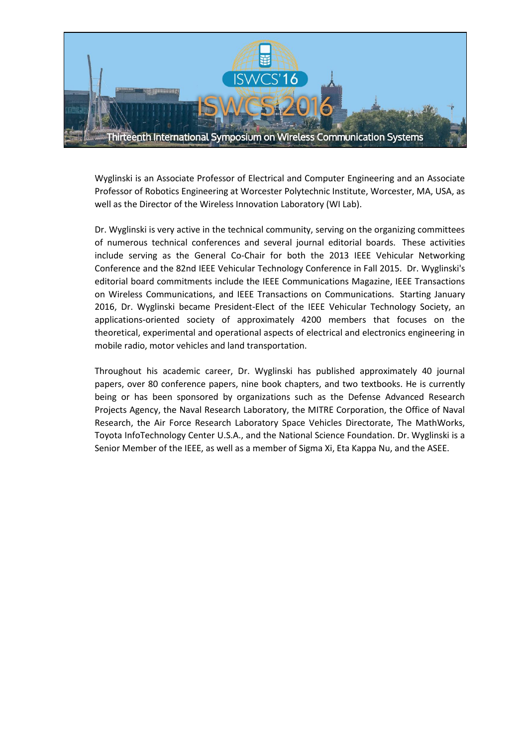Wyglinski is an Associate Professor of Electrical and Computer Engineering and an Associate Professor of Robotics Engineering at Worcester Polytechnic Institute, Worcester, MA, USA, as well as the Director of the Wireless Innovation Laboratory (WI Lab).

Dr. Wyglinski is very active in the technical community, serving on the organizing committees of numerous technical conferences and several journal editorial boards. These activities include serving as the General Co-Chair for both the 2013 IEEE Vehicular Networking Conference and the 82nd IEEE Vehicular Technology Conference in Fall 2015. Dr. Wyglinski's editorial board commitments include the IEEE Communications Magazine, IEEE Transactions on Wireless Communications, and IEEE Transactions on Communications. Starting January 2016, Dr. Wyglinski became President-Elect of the IEEE Vehicular Technology Society, an applications-oriented society of approximately 4200 members that focuses on the theoretical, experimental and operational aspects of electrical and electronics engineering in mobile radio, motor vehicles and land transportation.

Throughout his academic career, Dr. Wyglinski has published approximately 40 journal papers, over 80 conference papers, nine book chapters, and two textbooks. He is currently being or has been sponsored by organizations such as the Defense Advanced Research Projects Agency, the Naval Research Laboratory, the MITRE Corporation, the Office of Naval Research, the Air Force Research Laboratory Space Vehicles Directorate, The MathWorks, Toyota InfoTechnology Center U.S.A., and the National Science Foundation. Dr. Wyglinski is a Senior Member of the IEEE, as well as a member of Sigma Xi, Eta Kappa Nu, and the ASEE.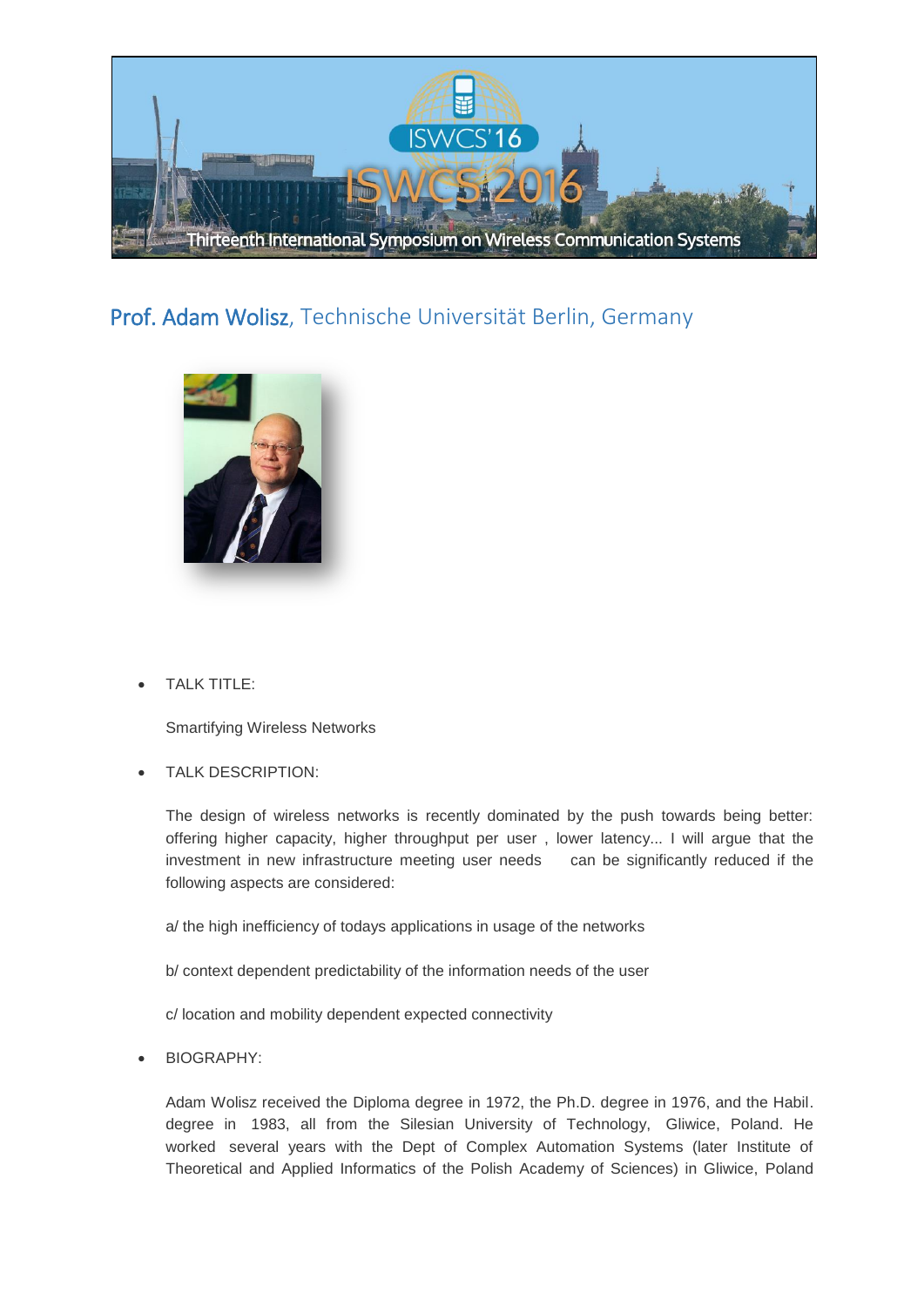## Prof. Adam Wolisz, Technische Universität Berlin, Germany

- TALK TITLE:

  Smartifying Wireless Networks

- TALK DESCRIPTION:

  The design of wireless networks is recently dominated by the push towards being better: offering higher capacity, higher throughput per user , lower latency... I will argue that the investment in new infrastructure meeting user needs can be significantly reduced if the following aspects are considered:

  a/ the high inefficiency of todays applications in usage of the networks

  b/ context dependent predictability of the information needs of the user

  c/ location and mobility dependent expected connectivity

- BIOGRAPHY:

  Adam Wolisz received the Diploma degree in 1972, the Ph.D. degree in 1976, and the Habil. degree in 1983, all from the Silesian University of Technology, Gliwice, Poland. He worked several years with the Dept of Complex Automation Systems (later Institute of Theoretical and Applied Informatics of the Polish Academy of Sciences) in Gliwice, Poland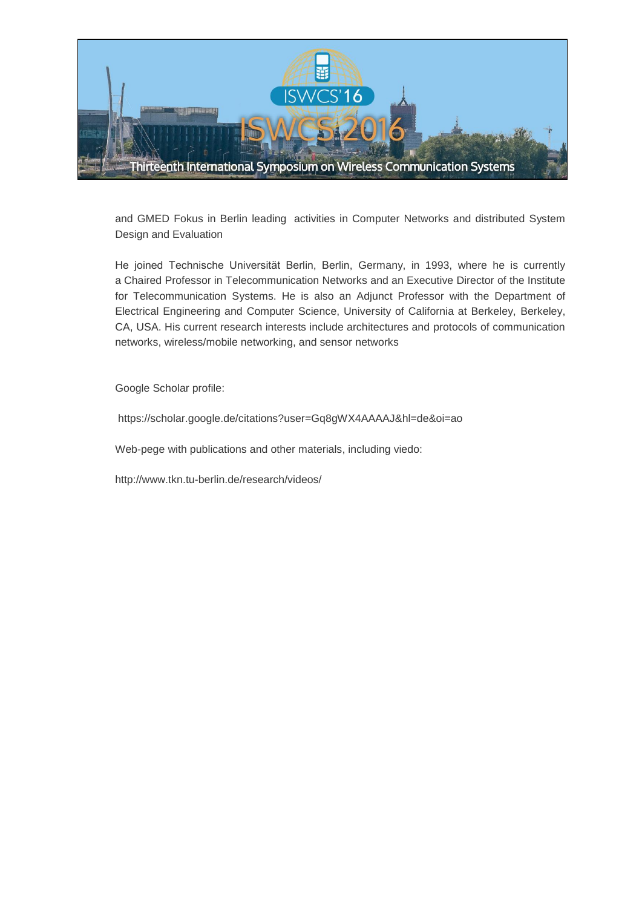and GMED Fokus in Berlin leading activities in Computer Networks and distributed System Design and Evaluation

He joined Technische Universität Berlin, Berlin, Germany, in 1993, where he is currently a Chaired Professor in Telecommunication Networks and an Executive Director of the Institute for Telecommunication Systems. He is also an Adjunct Professor with the Department of Electrical Engineering and Computer Science, University of California at Berkeley, Berkeley, CA, USA. His current research interests include architectures and protocols of communication networks, wireless/mobile networking, and sensor networks

Google Scholar profile:

https://scholar.google.de/citations?user=Gq8gWX4AAAAJ&hl=de&oi=ao

Web-pege with publications and other materials, including viedo:

http://www.tkn.tu-berlin.de/research/videos/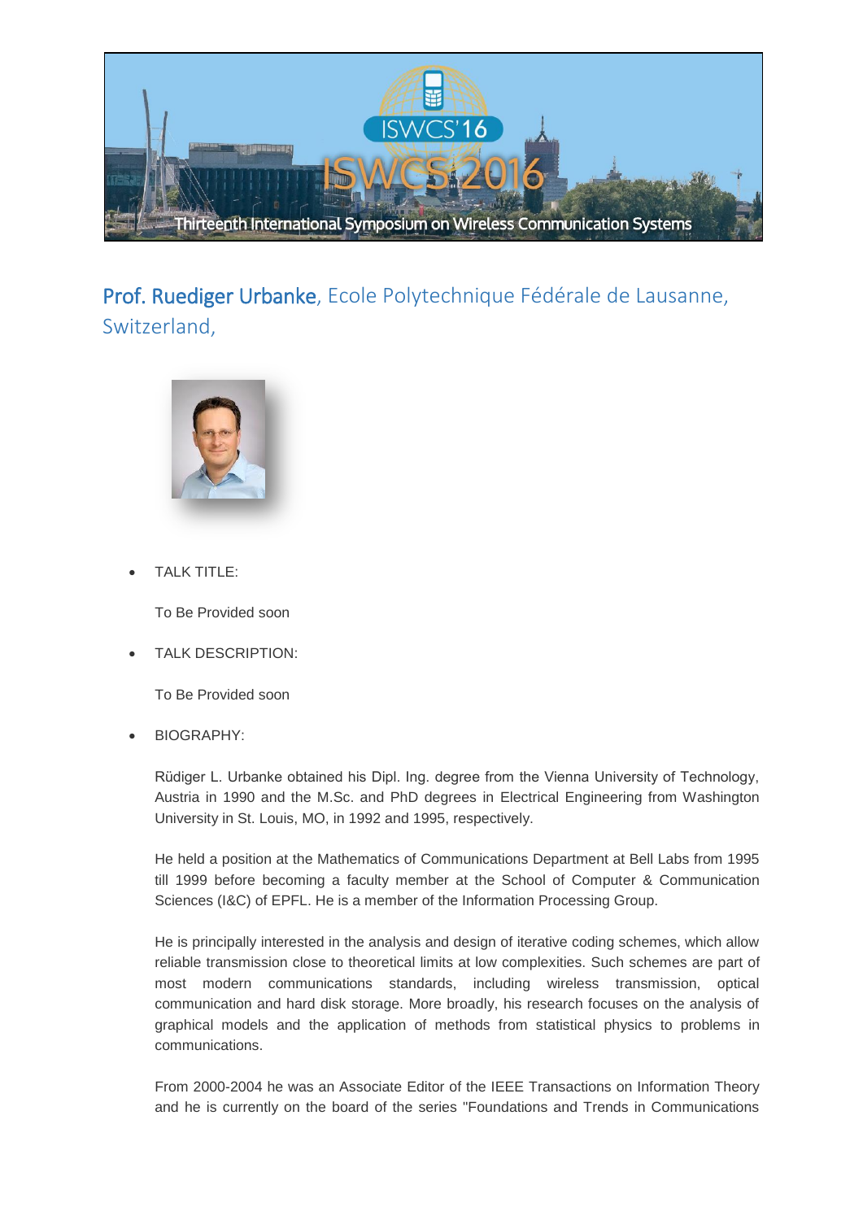## Prof. Ruediger Urbanke, Ecole Polytechnique Fédérale de Lausanne, Switzerland,

- TALK TITLE:

  To Be Provided soon

- TALK DESCRIPTION:

  To Be Provided soon

- BIOGRAPHY:

  Rüdiger L. Urbanke obtained his Dipl. Ing. degree from the Vienna University of Technology, Austria in 1990 and the M.Sc. and PhD degrees in Electrical Engineering from Washington University in St. Louis, MO, in 1992 and 1995, respectively.

  He held a position at the Mathematics of Communications Department at Bell Labs from 1995 till 1999 before becoming a faculty member at the School of Computer & Communication Sciences (I&C) of EPFL. He is a member of the Information Processing Group.

  He is principally interested in the analysis and design of iterative coding schemes, which allow reliable transmission close to theoretical limits at low complexities. Such schemes are part of most modern communications standards, including wireless transmission, optical communication and hard disk storage. More broadly, his research focuses on the analysis of graphical models and the application of methods from statistical physics to problems in communications.

  From 2000-2004 he was an Associate Editor of the IEEE Transactions on Information Theory and he is currently on the board of the series "Foundations and Trends in Communications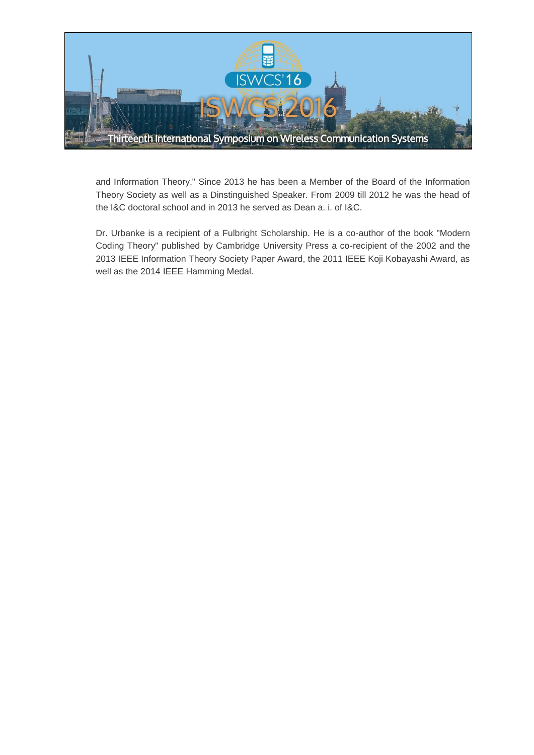and Information Theory." Since 2013 he has been a Member of the Board of the Information Theory Society as well as a Dinstinguished Speaker. From 2009 till 2012 he was the head of the I&C doctoral school and in 2013 he served as Dean a. i. of I&C.

Dr. Urbanke is a recipient of a Fulbright Scholarship. He is a co-author of the book "Modern Coding Theory" published by Cambridge University Press a co-recipient of the 2002 and the 2013 IEEE Information Theory Society Paper Award, the 2011 IEEE Koji Kobayashi Award, as well as the 2014 IEEE Hamming Medal.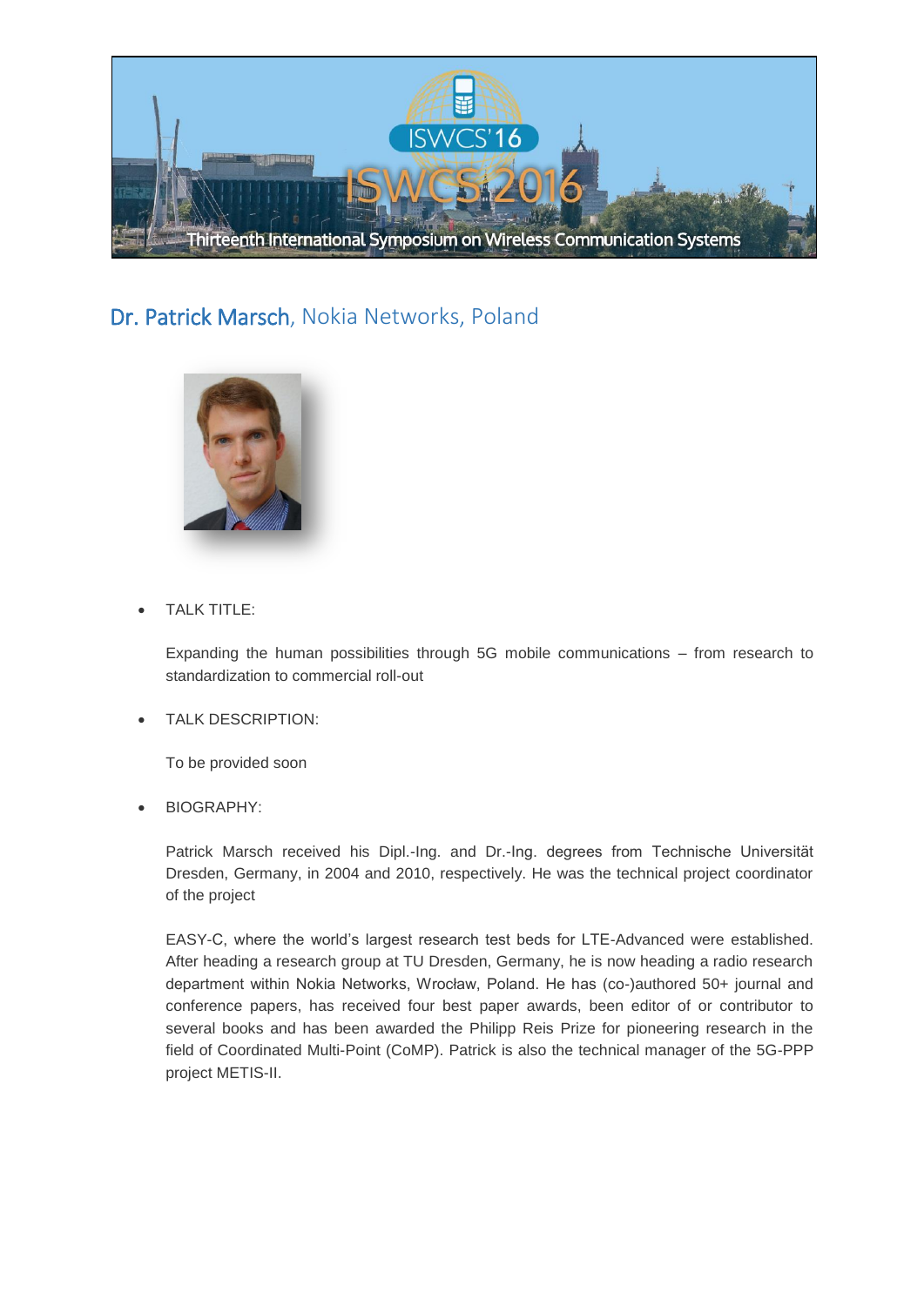## Dr. Patrick Marsch, Nokia Networks, Poland

- TALK TITLE:

  Expanding the human possibilities through 5G mobile communications – from research to standardization to commercial roll-out

- TALK DESCRIPTION:

  To be provided soon

- BIOGRAPHY:

  Patrick Marsch received his Dipl.-Ing. and Dr.-Ing. degrees from Technische Universität Dresden, Germany, in 2004 and 2010, respectively. He was the technical project coordinator of the project

  EASY-C, where the world's largest research test beds for LTE-Advanced were established. After heading a research group at TU Dresden, Germany, he is now heading a radio research department within Nokia Networks, Wrocław, Poland. He has (co-)authored 50+ journal and conference papers, has received four best paper awards, been editor of or contributor to several books and has been awarded the Philipp Reis Prize for pioneering research in the field of Coordinated Multi-Point (CoMP). Patrick is also the technical manager of the 5G-PPP project METIS-II.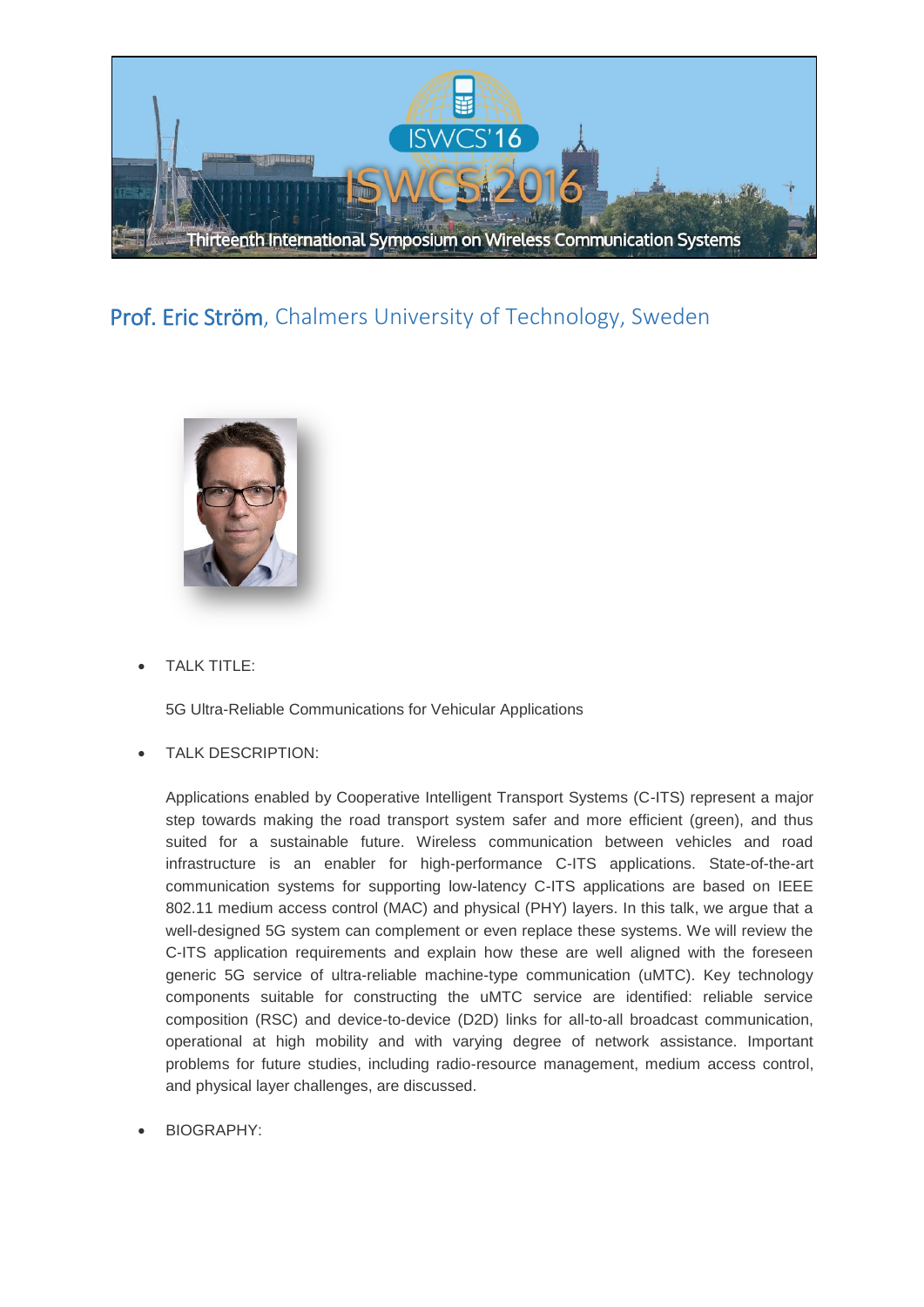## Prof. Eric Ström, Chalmers University of Technology, Sweden

- TALK TITLE:

  5G Ultra-Reliable Communications for Vehicular Applications

- TALK DESCRIPTION:

  Applications enabled by Cooperative Intelligent Transport Systems (C-ITS) represent a major step towards making the road transport system safer and more efficient (green), and thus suited for a sustainable future. Wireless communication between vehicles and road infrastructure is an enabler for high-performance C-ITS applications. State-of-the-art communication systems for supporting low-latency C-ITS applications are based on IEEE 802.11 medium access control (MAC) and physical (PHY) layers. In this talk, we argue that a well-designed 5G system can complement or even replace these systems. We will review the C-ITS application requirements and explain how these are well aligned with the foreseen generic 5G service of ultra-reliable machine-type communication (uMTC). Key technology components suitable for constructing the uMTC service are identified: reliable service composition (RSC) and device-to-device (D2D) links for all-to-all broadcast communication, operational at high mobility and with varying degree of network assistance. Important problems for future studies, including radio-resource management, medium access control, and physical layer challenges, are discussed.

- BIOGRAPHY: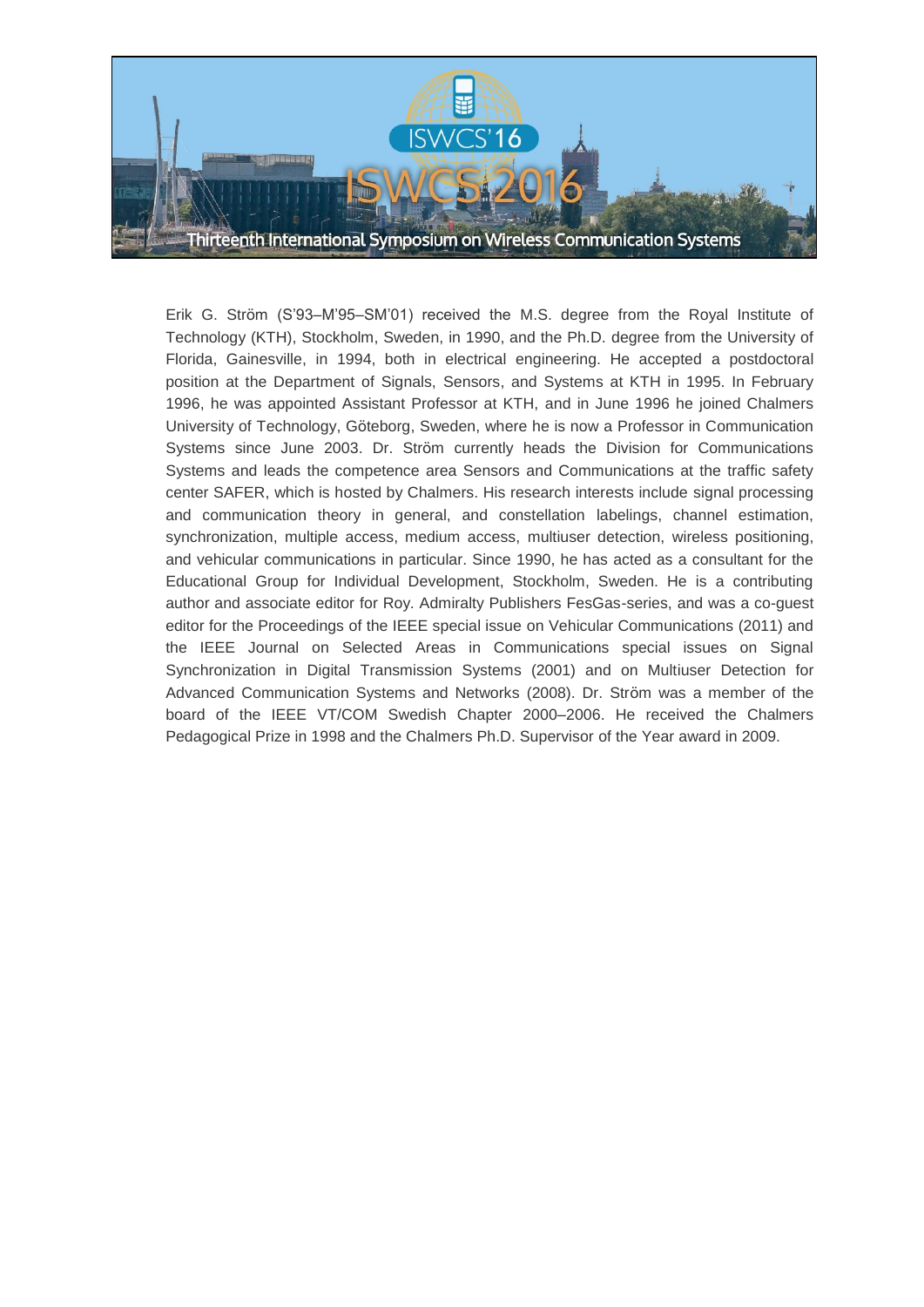Erik G. Ström (S'93–M'95–SM'01) received the M.S. degree from the Royal Institute of Technology (KTH), Stockholm, Sweden, in 1990, and the Ph.D. degree from the University of Florida, Gainesville, in 1994, both in electrical engineering. He accepted a postdoctoral position at the Department of Signals, Sensors, and Systems at KTH in 1995. In February 1996, he was appointed Assistant Professor at KTH, and in June 1996 he joined Chalmers University of Technology, Göteborg, Sweden, where he is now a Professor in Communication Systems since June 2003. Dr. Ström currently heads the Division for Communications Systems and leads the competence area Sensors and Communications at the traffic safety center SAFER, which is hosted by Chalmers. His research interests include signal processing and communication theory in general, and constellation labelings, channel estimation, synchronization, multiple access, medium access, multiuser detection, wireless positioning, and vehicular communications in particular. Since 1990, he has acted as a consultant for the Educational Group for Individual Development, Stockholm, Sweden. He is a contributing author and associate editor for Roy. Admiralty Publishers FesGas-series, and was a co-guest editor for the Proceedings of the IEEE special issue on Vehicular Communications (2011) and the IEEE Journal on Selected Areas in Communications special issues on Signal Synchronization in Digital Transmission Systems (2001) and on Multiuser Detection for Advanced Communication Systems and Networks (2008). Dr. Ström was a member of the board of the IEEE VT/COM Swedish Chapter 2000–2006. He received the Chalmers Pedagogical Prize in 1998 and the Chalmers Ph.D. Supervisor of the Year award in 2009.